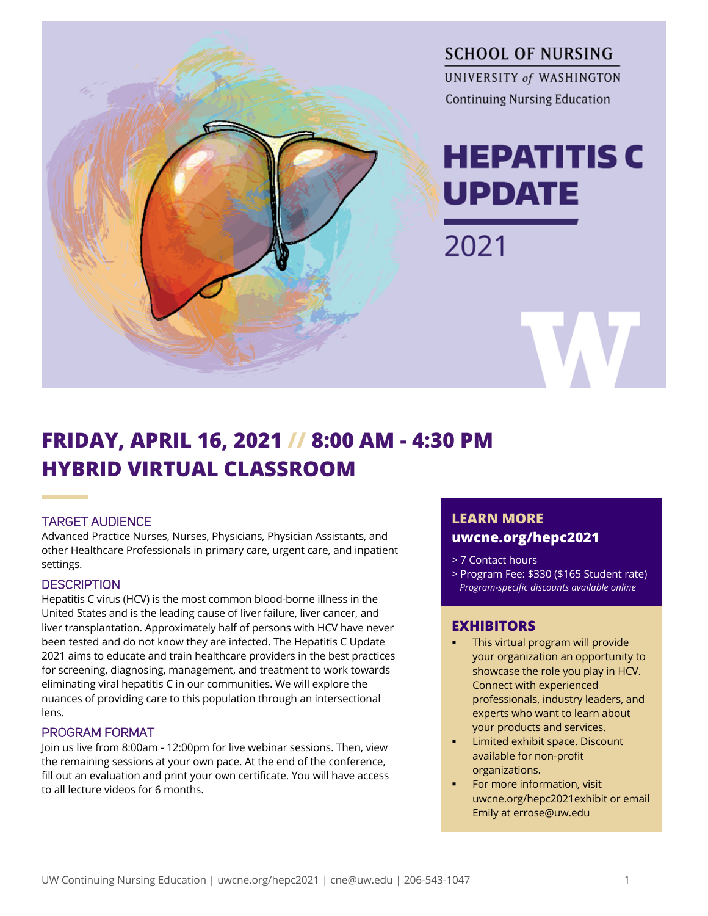SCHOOL OF NURSING

UNIVERSITY *of* WASHINGTON

Continuing Nursing Education

# HEPATITIS C UPDATE

2021

## FRIDAY, APRIL 16, 2021 // 8:00 AM - 4:30 PM
## HYBRID VIRTUAL CLASSROOM

### TARGET AUDIENCE

Advanced Practice Nurses, Nurses, Physicians, Physician Assistants, and other Healthcare Professionals in primary care, urgent care, and inpatient settings.

### DESCRIPTION

Hepatitis C virus (HCV) is the most common blood-borne illness in the United States and is the leading cause of liver failure, liver cancer, and liver transplantation. Approximately half of persons with HCV have never been tested and do not know they are infected. The Hepatitis C Update 2021 aims to educate and train healthcare providers in the best practices for screening, diagnosing, management, and treatment to work towards eliminating viral hepatitis C in our communities. We will explore the nuances of providing care to this population through an intersectional lens.

### PROGRAM FORMAT

Join us live from 8:00am - 12:00pm for live webinar sessions. Then, view the remaining sessions at your own pace. At the end of the conference, fill out an evaluation and print your own certificate. You will have access to all lecture videos for 6 months.

### LEARN MORE
**uwcne.org/hepc2021**

> 7 Contact hours

> Program Fee: $330 ($165 Student rate)
*Program-specific discounts available online*

### EXHIBITORS

- This virtual program will provide your organization an opportunity to showcase the role you play in HCV. Connect with experienced professionals, industry leaders, and experts who want to learn about your products and services.
- Limited exhibit space. Discount available for non-profit organizations.
- For more information, visit uwcne.org/hepc2021exhibit or email Emily at errose@uw.edu

UW Continuing Nursing Education | uwcne.org/hepc2021 | cne@uw.edu | 206-543-1047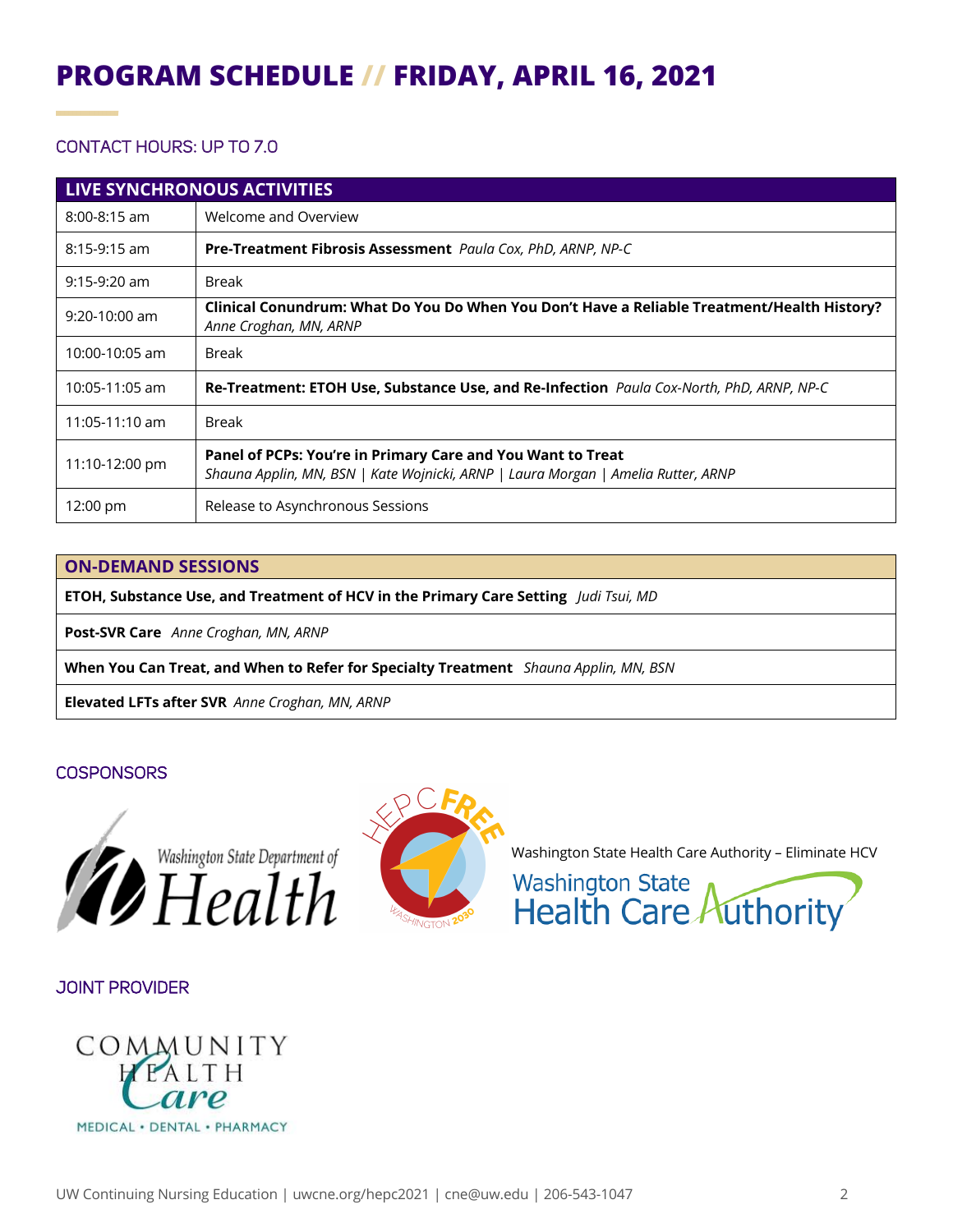# PROGRAM SCHEDULE // FRIDAY, APRIL 16, 2021

CONTACT HOURS: UP TO 7.0

| LIVE SYNCHRONOUS ACTIVITIES | |
|---|---|
| 8:00-8:15 am | Welcome and Overview |
| 8:15-9:15 am | **Pre-Treatment Fibrosis Assessment** *Paula Cox, PhD, ARNP, NP-C* |
| 9:15-9:20 am | Break |
| 9:20-10:00 am | **Clinical Conundrum: What Do You Do When You Don't Have a Reliable Treatment/Health History?** *Anne Croghan, MN, ARNP* |
| 10:00-10:05 am | Break |
| 10:05-11:05 am | **Re-Treatment: ETOH Use, Substance Use, and Re-Infection** *Paula Cox-North, PhD, ARNP, NP-C* |
| 11:05-11:10 am | Break |
| 11:10-12:00 pm | **Panel of PCPs: You're in Primary Care and You Want to Treat** *Shauna Applin, MN, BSN \| Kate Wojnicki, ARNP \| Laura Morgan \| Amelia Rutter, ARNP* |
| 12:00 pm | Release to Asynchronous Sessions |

| ON-DEMAND SESSIONS |
|---|
| **ETOH, Substance Use, and Treatment of HCV in the Primary Care Setting** *Judi Tsui, MD* |
| **Post-SVR Care** *Anne Croghan, MN, ARNP* |
| **When You Can Treat, and When to Refer for Specialty Treatment** *Shauna Applin, MN, BSN* |
| **Elevated LFTs after SVR** *Anne Croghan, MN, ARNP* |

COSPONSORS

Washington State Department of Health

HEP C FREE WASHINGTON 2030

Washington State Health Care Authority – Eliminate HCV

Washington State Health Care Authority

JOINT PROVIDER

COMMUNITY HEALTH Care

MEDICAL • DENTAL • PHARMACY

UW Continuing Nursing Education | uwcne.org/hepc2021 | cne@uw.edu | 206-543-1047